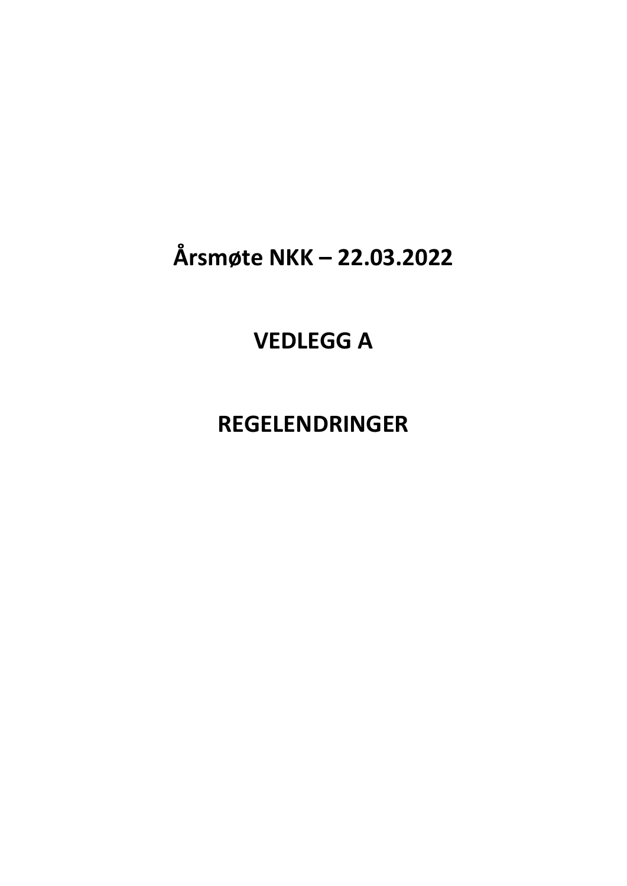# Årsmøte NKK – 22.03.2022

# VEDLEGG A

# REGELENDRINGER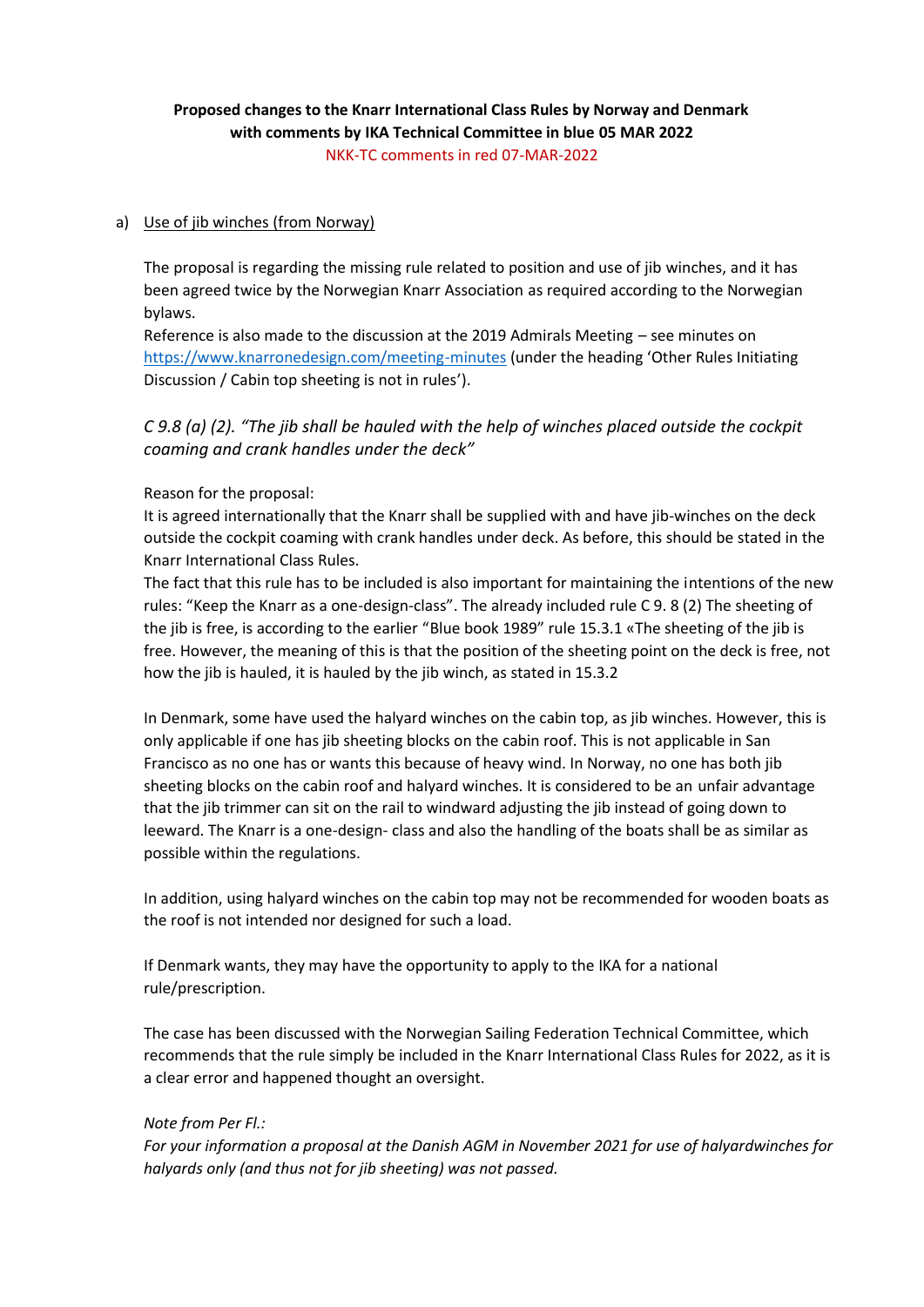**Proposed changes to the Knarr International Class Rules by Norway and Denmark with comments by IKA Technical Committee in blue 05 MAR 2022**

NKK-TC comments in red 07-MAR-2022

a) Use of jib winches (from Norway)

The proposal is regarding the missing rule related to position and use of jib winches, and it has been agreed twice by the Norwegian Knarr Association as required according to the Norwegian bylaws.

Reference is also made to the discussion at the 2019 Admirals Meeting – see minutes on https://www.knarronedesign.com/meeting-minutes (under the heading 'Other Rules Initiating Discussion / Cabin top sheeting is not in rules').

*C 9.8 (a) (2). "The jib shall be hauled with the help of winches placed outside the cockpit coaming and crank handles under the deck"*

Reason for the proposal:

It is agreed internationally that the Knarr shall be supplied with and have jib-winches on the deck outside the cockpit coaming with crank handles under deck. As before, this should be stated in the Knarr International Class Rules.

The fact that this rule has to be included is also important for maintaining the intentions of the new rules: "Keep the Knarr as a one-design-class". The already included rule C 9. 8 (2) The sheeting of the jib is free, is according to the earlier "Blue book 1989" rule 15.3.1 «The sheeting of the jib is free. However, the meaning of this is that the position of the sheeting point on the deck is free, not how the jib is hauled, it is hauled by the jib winch, as stated in 15.3.2

In Denmark, some have used the halyard winches on the cabin top, as jib winches. However, this is only applicable if one has jib sheeting blocks on the cabin roof. This is not applicable in San Francisco as no one has or wants this because of heavy wind. In Norway, no one has both jib sheeting blocks on the cabin roof and halyard winches. It is considered to be an unfair advantage that the jib trimmer can sit on the rail to windward adjusting the jib instead of going down to leeward. The Knarr is a one-design- class and also the handling of the boats shall be as similar as possible within the regulations.

In addition, using halyard winches on the cabin top may not be recommended for wooden boats as the roof is not intended nor designed for such a load.

If Denmark wants, they may have the opportunity to apply to the IKA for a national rule/prescription.

The case has been discussed with the Norwegian Sailing Federation Technical Committee, which recommends that the rule simply be included in the Knarr International Class Rules for 2022, as it is a clear error and happened thought an oversight.

*Note from Per Fl.:*
*For your information a proposal at the Danish AGM in November 2021 for use of halyardwinches for halyards only (and thus not for jib sheeting) was not passed.*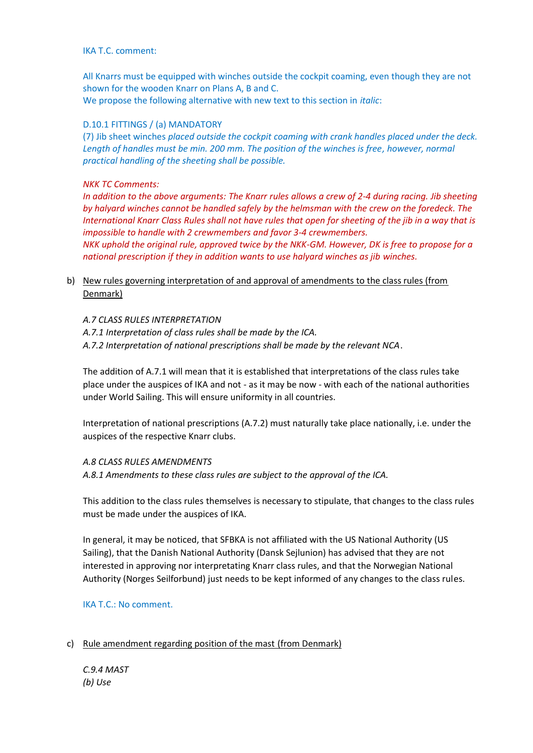IKA T.C. comment:

All Knarrs must be equipped with winches outside the cockpit coaming, even though they are not shown for the wooden Knarr on Plans A, B and C.
We propose the following alternative with new text to this section in *italic*:

D.10.1 FITTINGS / (a) MANDATORY
(7) Jib sheet winches *placed outside the cockpit coaming with crank handles placed under the deck. Length of handles must be min. 200 mm. The position of the winches is free, however, normal practical handling of the sheeting shall be possible.*

*NKK TC Comments:*
*In addition to the above arguments: The Knarr rules allows a crew of 2-4 during racing. Jib sheeting by halyard winches cannot be handled safely by the helmsman with the crew on the foredeck. The International Knarr Class Rules shall not have rules that open for sheeting of the jib in a way that is impossible to handle with 2 crewmembers and favor 3-4 crewmembers.*
*NKK uphold the original rule, approved twice by the NKK-GM. However, DK is free to propose for a national prescription if they in addition wants to use halyard winches as jib winches.*

b) New rules governing interpretation of and approval of amendments to the class rules (from Denmark)

*A.7 CLASS RULES INTERPRETATION*
*A.7.1 Interpretation of class rules shall be made by the ICA.*
*A.7.2 Interpretation of national prescriptions shall be made by the relevant NCA*.

The addition of A.7.1 will mean that it is established that interpretations of the class rules take place under the auspices of IKA and not - as it may be now - with each of the national authorities under World Sailing. This will ensure uniformity in all countries.

Interpretation of national prescriptions (A.7.2) must naturally take place nationally, i.e. under the auspices of the respective Knarr clubs.

*A.8 CLASS RULES AMENDMENTS*
*A.8.1 Amendments to these class rules are subject to the approval of the ICA.*

This addition to the class rules themselves is necessary to stipulate, that changes to the class rules must be made under the auspices of IKA.

In general, it may be noticed, that SFBKA is not affiliated with the US National Authority (US Sailing), that the Danish National Authority (Dansk Sejlunion) has advised that they are not interested in approving nor interpretating Knarr class rules, and that the Norwegian National Authority (Norges Seilforbund) just needs to be kept informed of any changes to the class rules.

IKA T.C.: No comment.

c) Rule amendment regarding position of the mast (from Denmark)

*C.9.4 MAST*
*(b) Use*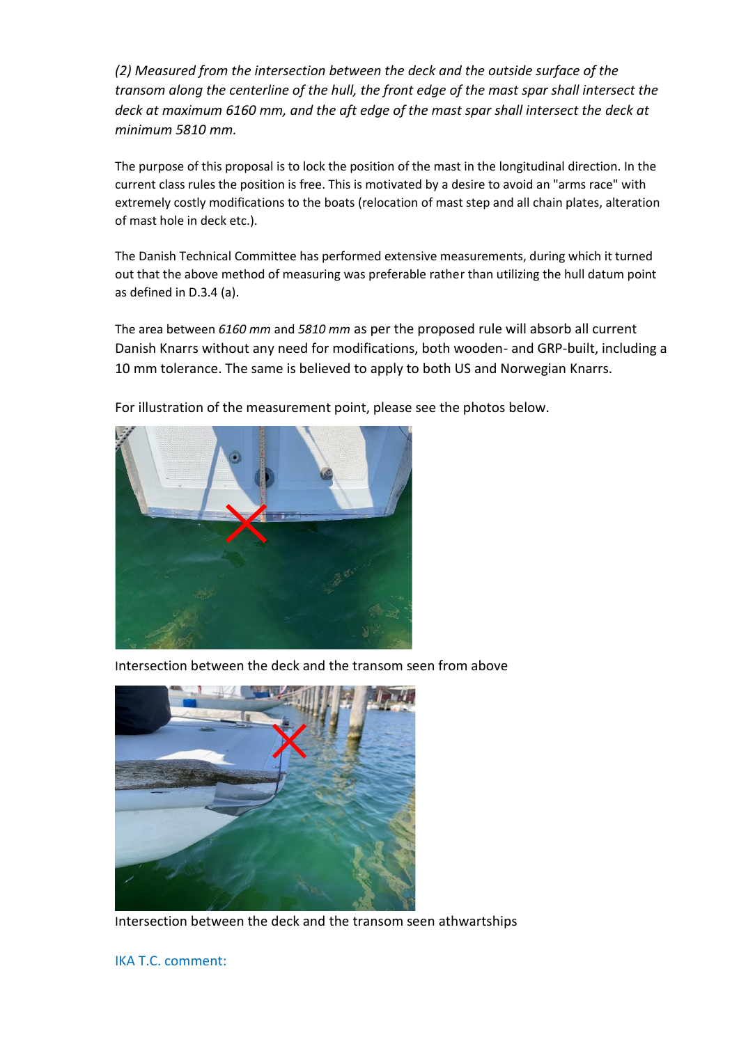*(2) Measured from the intersection between the deck and the outside surface of the transom along the centerline of the hull, the front edge of the mast spar shall intersect the deck at maximum 6160 mm, and the aft edge of the mast spar shall intersect the deck at minimum 5810 mm.*

The purpose of this proposal is to lock the position of the mast in the longitudinal direction. In the current class rules the position is free. This is motivated by a desire to avoid an "arms race" with extremely costly modifications to the boats (relocation of mast step and all chain plates, alteration of mast hole in deck etc.).

The Danish Technical Committee has performed extensive measurements, during which it turned out that the above method of measuring was preferable rather than utilizing the hull datum point as defined in D.3.4 (a).

The area between *6160 mm* and *5810 mm* as per the proposed rule will absorb all current Danish Knarrs without any need for modifications, both wooden- and GRP-built, including a 10 mm tolerance. The same is believed to apply to both US and Norwegian Knarrs.

For illustration of the measurement point, please see the photos below.

Intersection between the deck and the transom seen from above

Intersection between the deck and the transom seen athwartships

IKA T.C. comment: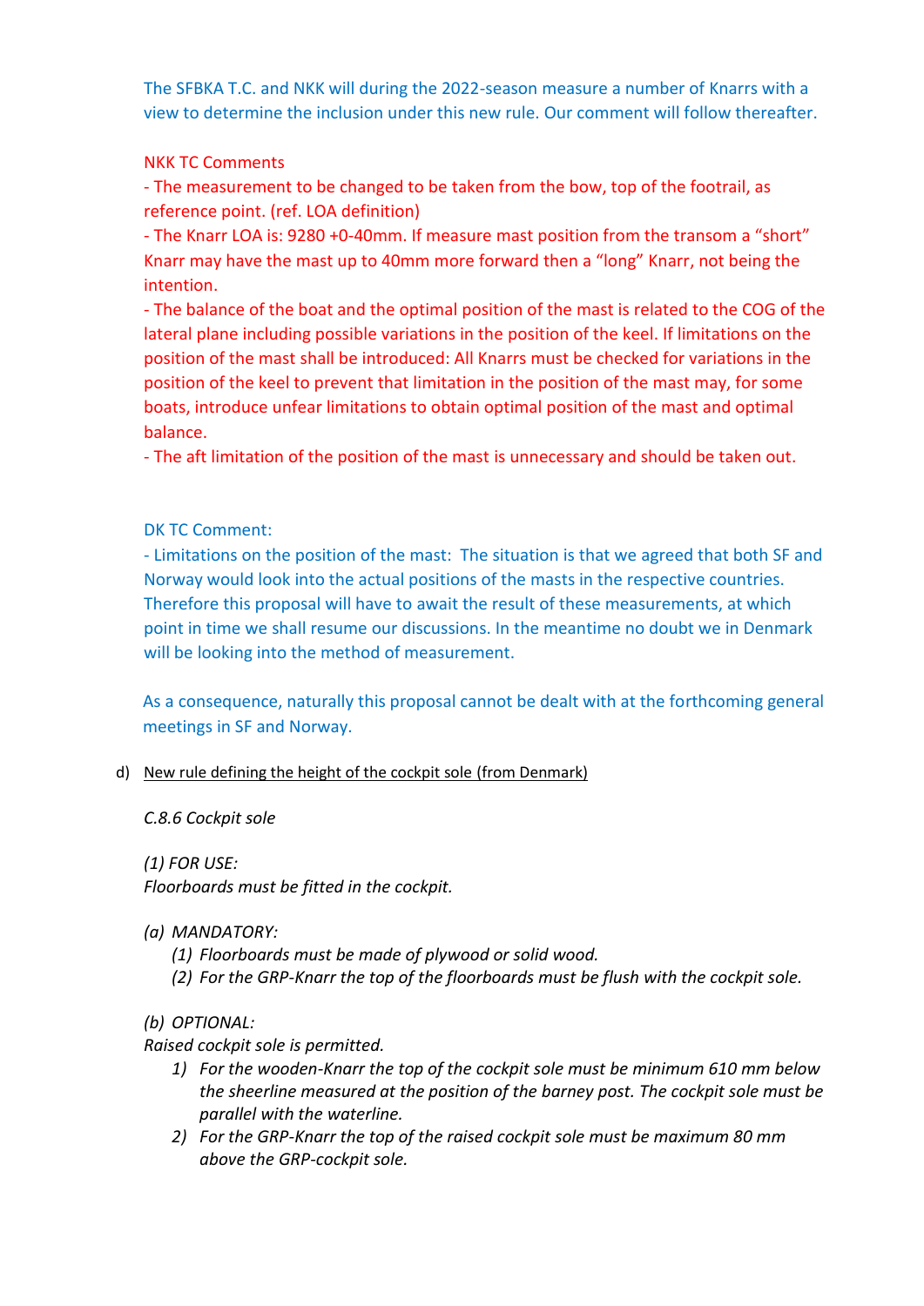The SFBKA T.C. and NKK will during the 2022-season measure a number of Knarrs with a view to determine the inclusion under this new rule. Our comment will follow thereafter.

NKK TC Comments

- The measurement to be changed to be taken from the bow, top of the footrail, as reference point. (ref. LOA definition)
- The Knarr LOA is: 9280 +0-40mm. If measure mast position from the transom a "short" Knarr may have the mast up to 40mm more forward then a "long" Knarr, not being the intention.
- The balance of the boat and the optimal position of the mast is related to the COG of the lateral plane including possible variations in the position of the keel. If limitations on the position of the mast shall be introduced: All Knarrs must be checked for variations in the position of the keel to prevent that limitation in the position of the mast may, for some boats, introduce unfear limitations to obtain optimal position of the mast and optimal balance.
- The aft limitation of the position of the mast is unnecessary and should be taken out.

DK TC Comment:

- Limitations on the position of the mast: The situation is that we agreed that both SF and Norway would look into the actual positions of the masts in the respective countries. Therefore this proposal will have to await the result of these measurements, at which point in time we shall resume our discussions. In the meantime no doubt we in Denmark will be looking into the method of measurement.

As a consequence, naturally this proposal cannot be dealt with at the forthcoming general meetings in SF and Norway.

d) <u>New rule defining the height of the cockpit sole (from Denmark)</u>

*C.8.6 Cockpit sole*

*(1) FOR USE:*
*Floorboards must be fitted in the cockpit.*

*(a) MANDATORY:*

*(1) Floorboards must be made of plywood or solid wood.*
*(2) For the GRP-Knarr the top of the floorboards must be flush with the cockpit sole.*

*(b) OPTIONAL:*
*Raised cockpit sole is permitted.*

1) *For the wooden-Knarr the top of the cockpit sole must be minimum 610 mm below the sheerline measured at the position of the barney post. The cockpit sole must be parallel with the waterline.*
2) *For the GRP-Knarr the top of the raised cockpit sole must be maximum 80 mm above the GRP-cockpit sole.*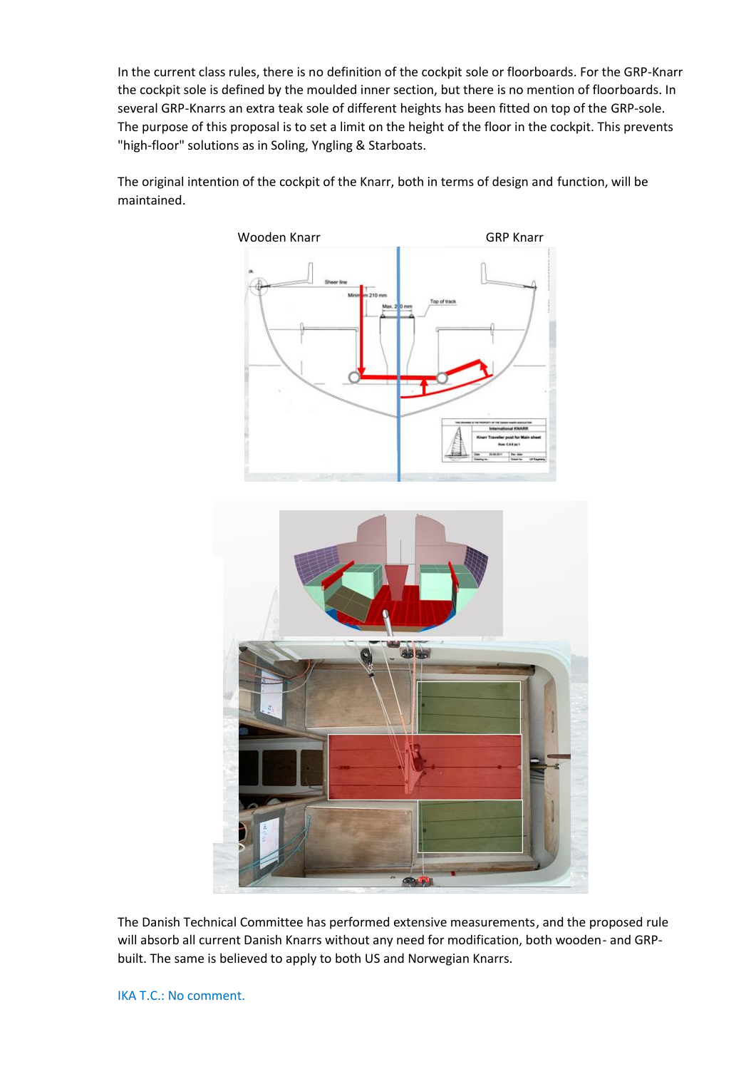In the current class rules, there is no definition of the cockpit sole or floorboards. For the GRP-Knarr the cockpit sole is defined by the moulded inner section, but there is no mention of floorboards. In several GRP-Knarrs an extra teak sole of different heights has been fitted on top of the GRP-sole. The purpose of this proposal is to set a limit on the height of the floor in the cockpit. This prevents "high-floor" solutions as in Soling, Yngling & Starboats.

The original intention of the cockpit of the Knarr, both in terms of design and function, will be maintained.

Wooden Knarr

GRP Knarr

Sheer line

Minimum 210 mm

Max. 2?0 mm

Top of track

International KNARR

Knarr Traveller post for Main sheet

The Danish Technical Committee has performed extensive measurements, and the proposed rule will absorb all current Danish Knarrs without any need for modification, both wooden- and GRP-built. The same is believed to apply to both US and Norwegian Knarrs.

IKA T.C.: No comment.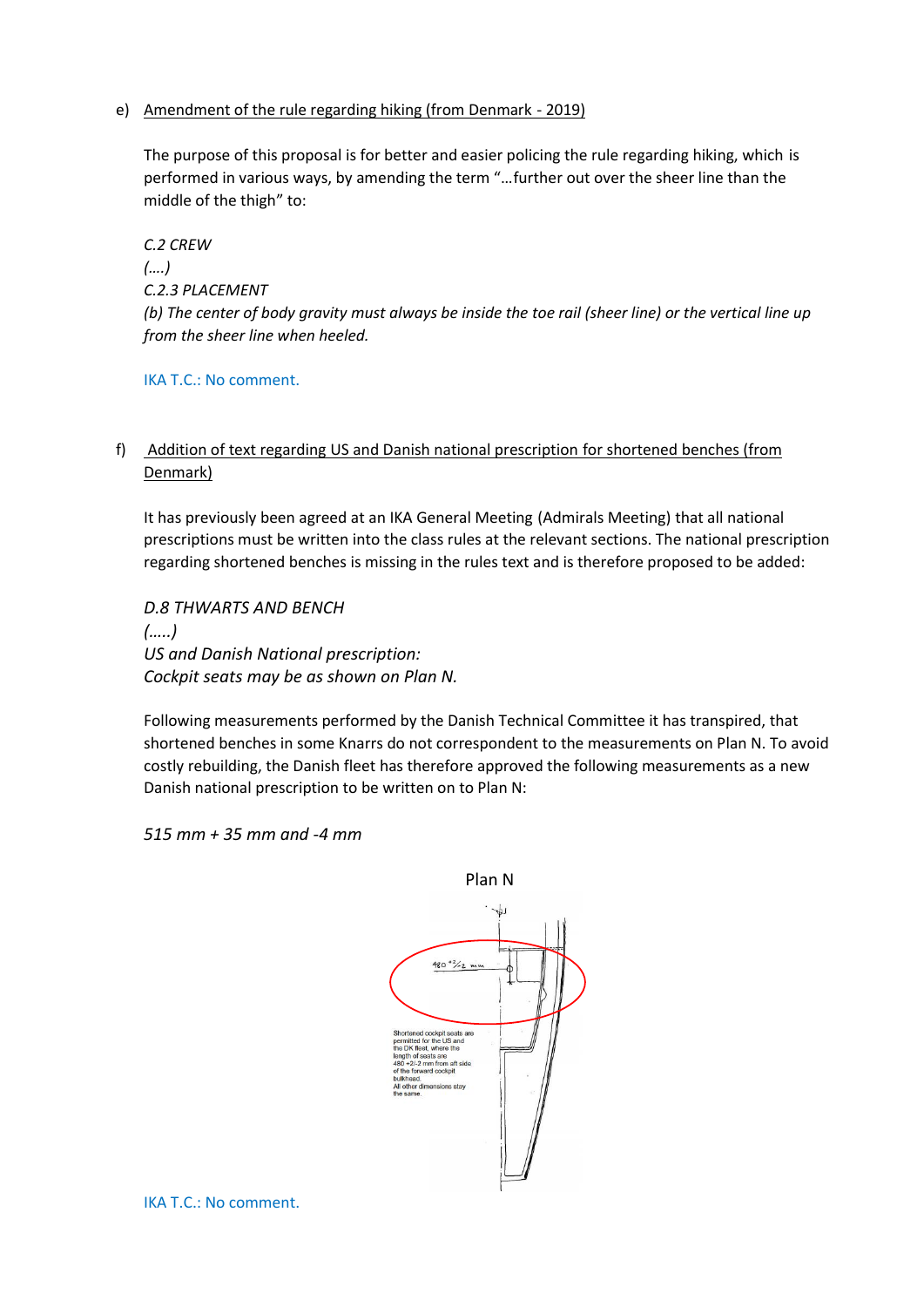e) Amendment of the rule regarding hiking (from Denmark - 2019)

The purpose of this proposal is for better and easier policing the rule regarding hiking, which is performed in various ways, by amending the term "…further out over the sheer line than the middle of the thigh" to:

*C.2 CREW*
*(….)*
*C.2.3 PLACEMENT*
*(b) The center of body gravity must always be inside the toe rail (sheer line) or the vertical line up from the sheer line when heeled.*

IKA T.C.: No comment.

f) Addition of text regarding US and Danish national prescription for shortened benches (from Denmark)

It has previously been agreed at an IKA General Meeting (Admirals Meeting) that all national prescriptions must be written into the class rules at the relevant sections. The national prescription regarding shortened benches is missing in the rules text and is therefore proposed to be added:

*D.8 THWARTS AND BENCH*
*(…..)*
*US and Danish National prescription:*
*Cockpit seats may be as shown on Plan N.*

Following measurements performed by the Danish Technical Committee it has transpired, that shortened benches in some Knarrs do not correspondent to the measurements on Plan N. To avoid costly rebuilding, the Danish fleet has therefore approved the following measurements as a new Danish national prescription to be written on to Plan N:

*515 mm + 35 mm and -4 mm*

Plan N

480 +2/-2 mm

Shortened cockpit seats are permitted for the US and the DK fleet, where the length of seats are 480 +2/-2 mm from aft side of the forward cockpit bulkhead. All other dimensions stay the same.

IKA T.C.: No comment.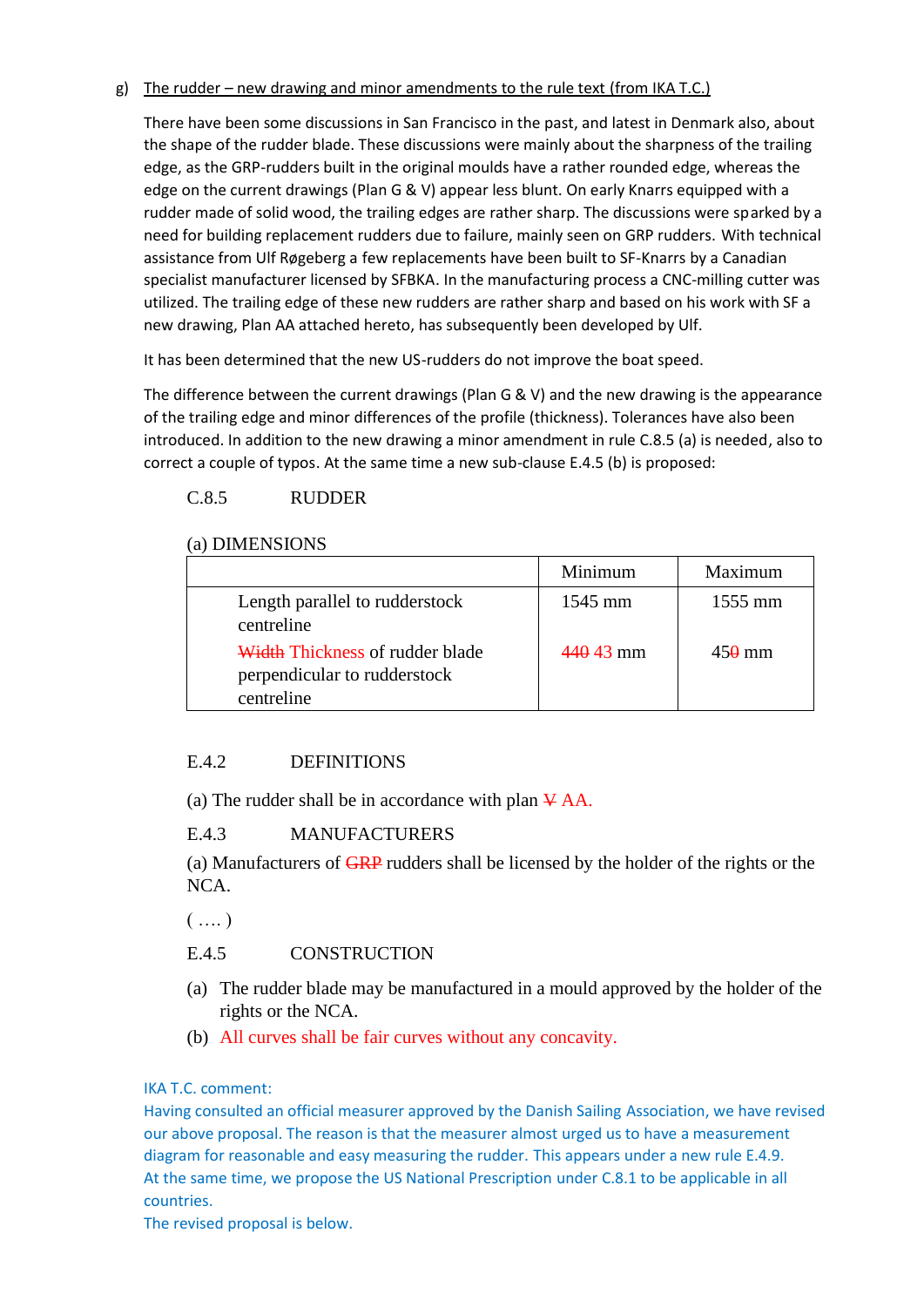g) The rudder – new drawing and minor amendments to the rule text (from IKA T.C.)

There have been some discussions in San Francisco in the past, and latest in Denmark also, about the shape of the rudder blade. These discussions were mainly about the sharpness of the trailing edge, as the GRP-rudders built in the original moulds have a rather rounded edge, whereas the edge on the current drawings (Plan G & V) appear less blunt. On early Knarrs equipped with a rudder made of solid wood, the trailing edges are rather sharp. The discussions were sparked by a need for building replacement rudders due to failure, mainly seen on GRP rudders. With technical assistance from Ulf Røgeberg a few replacements have been built to SF-Knarrs by a Canadian specialist manufacturer licensed by SFBKA. In the manufacturing process a CNC-milling cutter was utilized. The trailing edge of these new rudders are rather sharp and based on his work with SF a new drawing, Plan AA attached hereto, has subsequently been developed by Ulf.

It has been determined that the new US-rudders do not improve the boat speed.

The difference between the current drawings (Plan G & V) and the new drawing is the appearance of the trailing edge and minor differences of the profile (thickness). Tolerances have also been introduced. In addition to the new drawing a minor amendment in rule C.8.5 (a) is needed, also to correct a couple of typos. At the same time a new sub-clause E.4.5 (b) is proposed:

C.8.5 RUDDER

(a) DIMENSIONS

| | Minimum | Maximum |
|---|---|---|
| Length parallel to rudderstock centreline | 1545 mm | 1555 mm |
| ~~Width~~ Thickness of rudder blade perpendicular to rudderstock centreline | ~~440~~ 43 mm | 45~~0~~ mm |

E.4.2 DEFINITIONS

(a) The rudder shall be in accordance with plan ~~V~~ AA.

E.4.3 MANUFACTURERS

(a) Manufacturers of ~~GRP~~ rudders shall be licensed by the holder of the rights or the NCA.

( …. )

E.4.5 CONSTRUCTION

(a) The rudder blade may be manufactured in a mould approved by the holder of the rights or the NCA.

(b) All curves shall be fair curves without any concavity.

IKA T.C. comment:
Having consulted an official measurer approved by the Danish Sailing Association, we have revised our above proposal. The reason is that the measurer almost urged us to have a measurement diagram for reasonable and easy measuring the rudder. This appears under a new rule E.4.9.
At the same time, we propose the US National Prescription under C.8.1 to be applicable in all countries.
The revised proposal is below.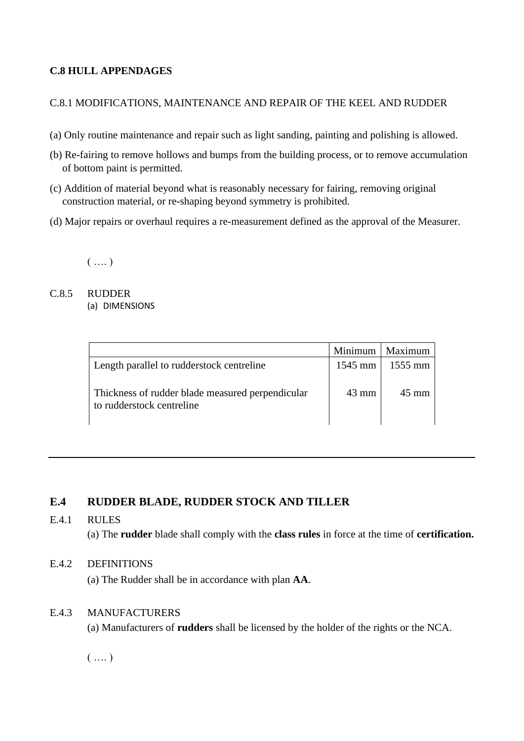**C.8 HULL APPENDAGES**

C.8.1 MODIFICATIONS, MAINTENANCE AND REPAIR OF THE KEEL AND RUDDER

(a) Only routine maintenance and repair such as light sanding, painting and polishing is allowed.

(b) Re-fairing to remove hollows and bumps from the building process, or to remove accumulation of bottom paint is permitted.

(c) Addition of material beyond what is reasonably necessary for fairing, removing original construction material, or re-shaping beyond symmetry is prohibited.

(d) Major repairs or overhaul requires a re-measurement defined as the approval of the Measurer.

( …. )

C.8.5 RUDDER

(a) DIMENSIONS

| | Minimum | Maximum |
|---|---|---|
| Length parallel to rudderstock centreline | 1545 mm | 1555 mm |
| Thickness of rudder blade measured perpendicular to rudderstock centreline | 43 mm | 45 mm |

---

## E.4 RUDDER BLADE, RUDDER STOCK AND TILLER

E.4.1 RULES

(a) The **rudder** blade shall comply with the **class rules** in force at the time of **certification.**

E.4.2 DEFINITIONS

(a) The Rudder shall be in accordance with plan **AA**.

E.4.3 MANUFACTURERS

(a) Manufacturers of **rudders** shall be licensed by the holder of the rights or the NCA.

( …. )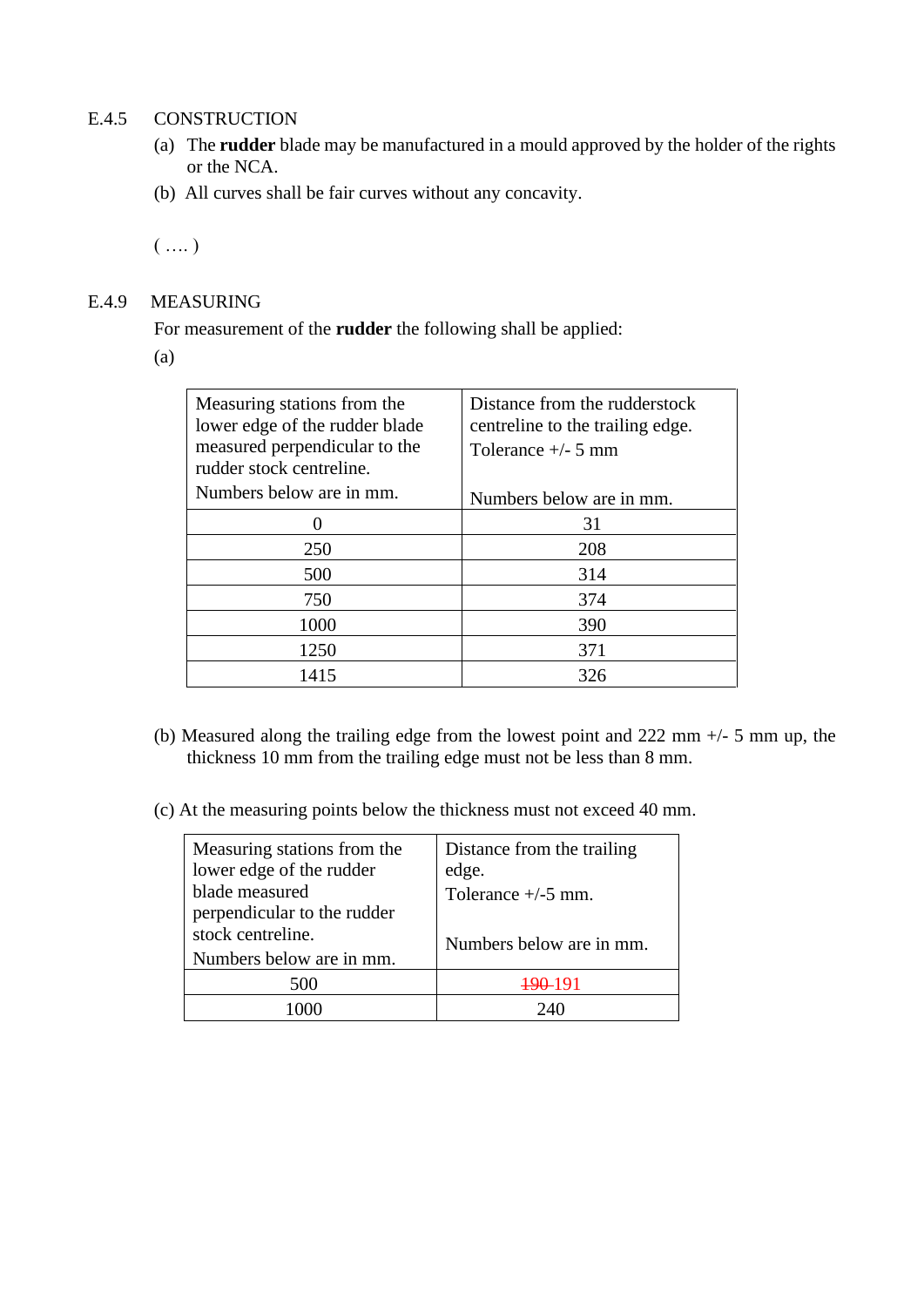E.4.5 CONSTRUCTION

(a) The **rudder** blade may be manufactured in a mould approved by the holder of the rights or the NCA.

(b) All curves shall be fair curves without any concavity.

( …. )

E.4.9 MEASURING

For measurement of the **rudder** the following shall be applied:

(a)

| Measuring stations from the lower edge of the rudder blade measured perpendicular to the rudder stock centreline. Numbers below are in mm. | Distance from the rudderstock centreline to the trailing edge. Tolerance +/- 5 mm Numbers below are in mm. |
|---|---|
| 0 | 31 |
| 250 | 208 |
| 500 | 314 |
| 750 | 374 |
| 1000 | 390 |
| 1250 | 371 |
| 1415 | 326 |

(b) Measured along the trailing edge from the lowest point and 222 mm +/- 5 mm up, the thickness 10 mm from the trailing edge must not be less than 8 mm.

(c) At the measuring points below the thickness must not exceed 40 mm.

| Measuring stations from the lower edge of the rudder blade measured perpendicular to the rudder stock centreline. Numbers below are in mm. | Distance from the trailing edge. Tolerance +/-5 mm. Numbers below are in mm. |
|---|---|
| 500 | ~~190~~ 191 |
| 1000 | 240 |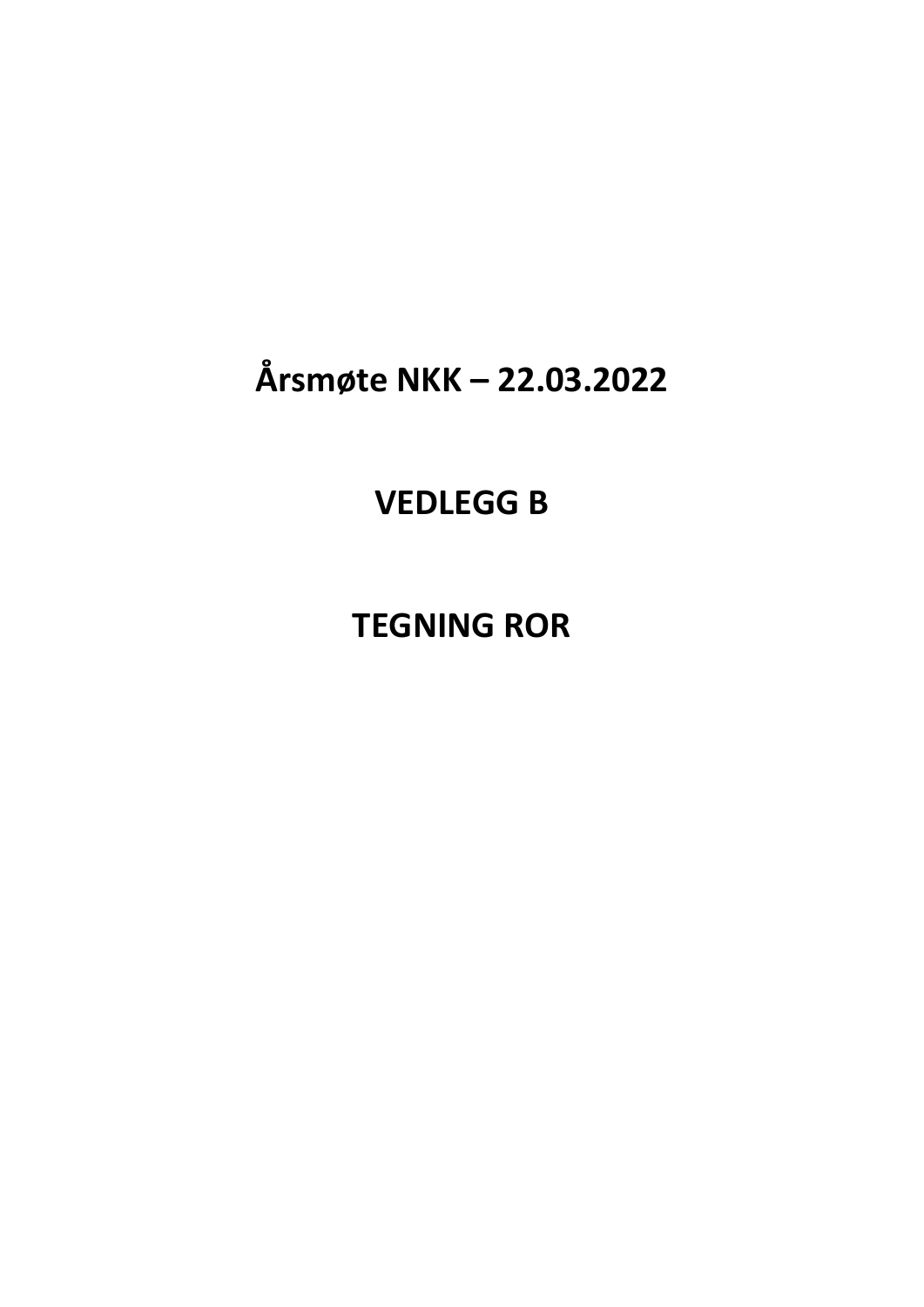# Årsmøte NKK – 22.03.2022

# VEDLEGG B

# TEGNING ROR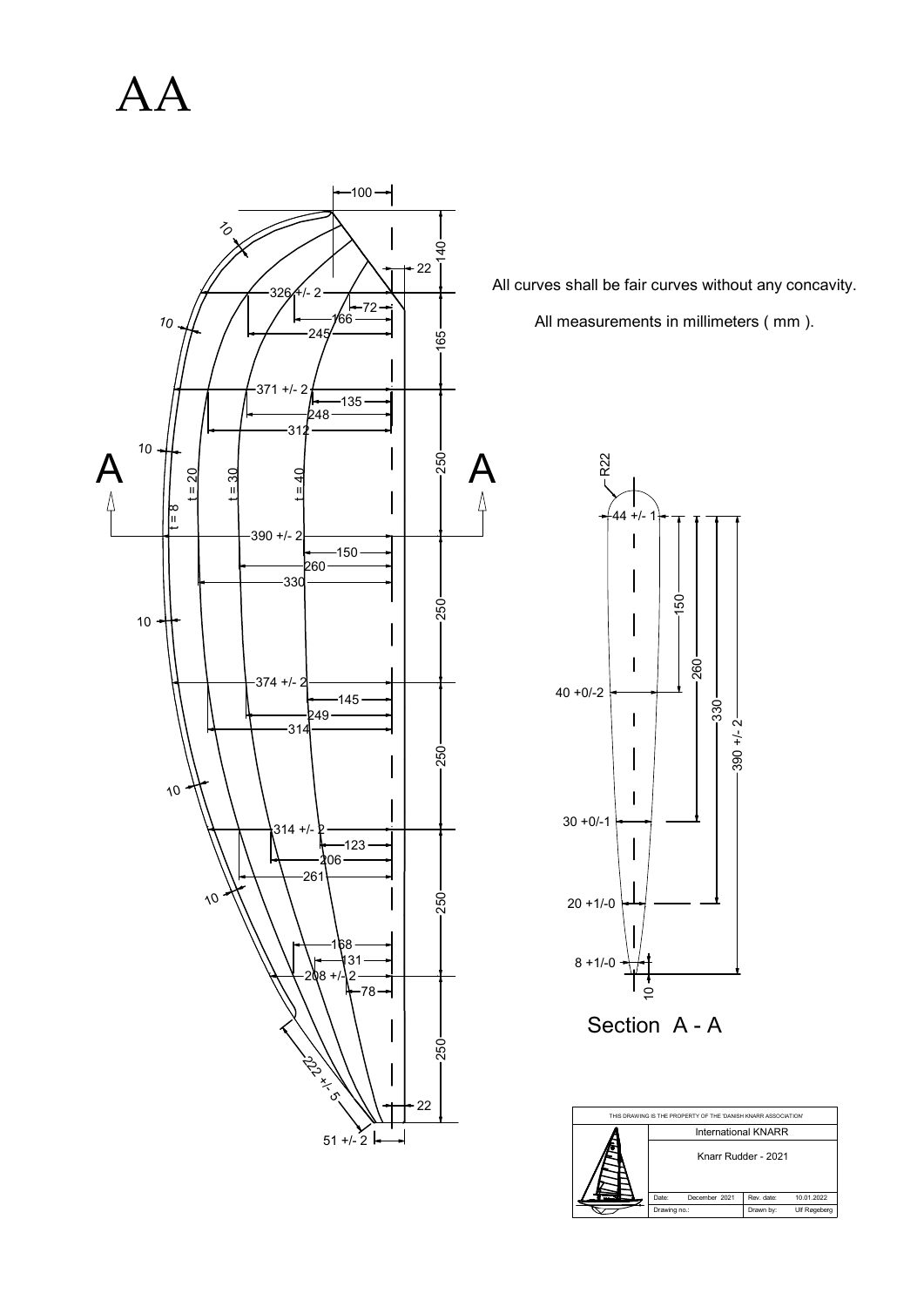# AA

All curves shall be fair curves without any concavity.

All measurements in millimeters ( mm ).

100
140
22
10
326 +/- 2
72
166
245
165
10
371 +/- 2
135
248
312
10
A
t = 20
t = 30
t = 40
250
A
t = 8
390 +/- 2
150
260
330
10
250
374 +/- 2
145
249
314
10
250
314 +/- 2
123
206
261
10
250
168
131
208 +/- 2
78
250
222 +/- 5
22
51 +/- 2

R22
44 +/- 1
150
260
330
390 +/- 2
40 +0/-2
30 +0/-1
20 +1/-0
8 +1/-0
10

Section A - A

| THIS DRAWING IS THE PROPERTY OF THE 'DANISH KNARR ASSOCIATION' | | | |
|---|---|---|---|
| International KNARR | | | |
| Knarr Rudder - 2021 | | | |
| Date: | December 2021 | Rev. date: | 10.01.2022 |
| Drawing no.: | | Drawn by: | Ulf Røgeberg |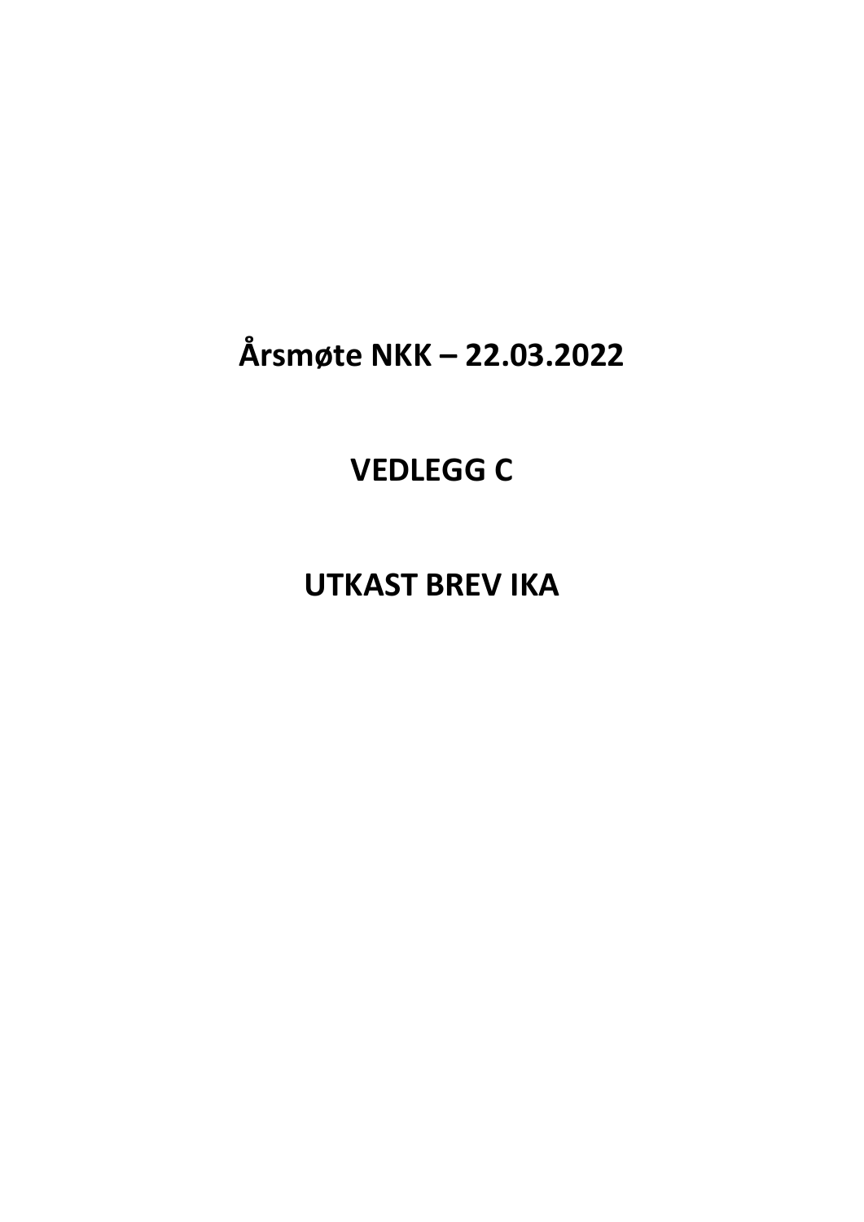# Årsmøte NKK – 22.03.2022

# VEDLEGG C

# UTKAST BREV IKA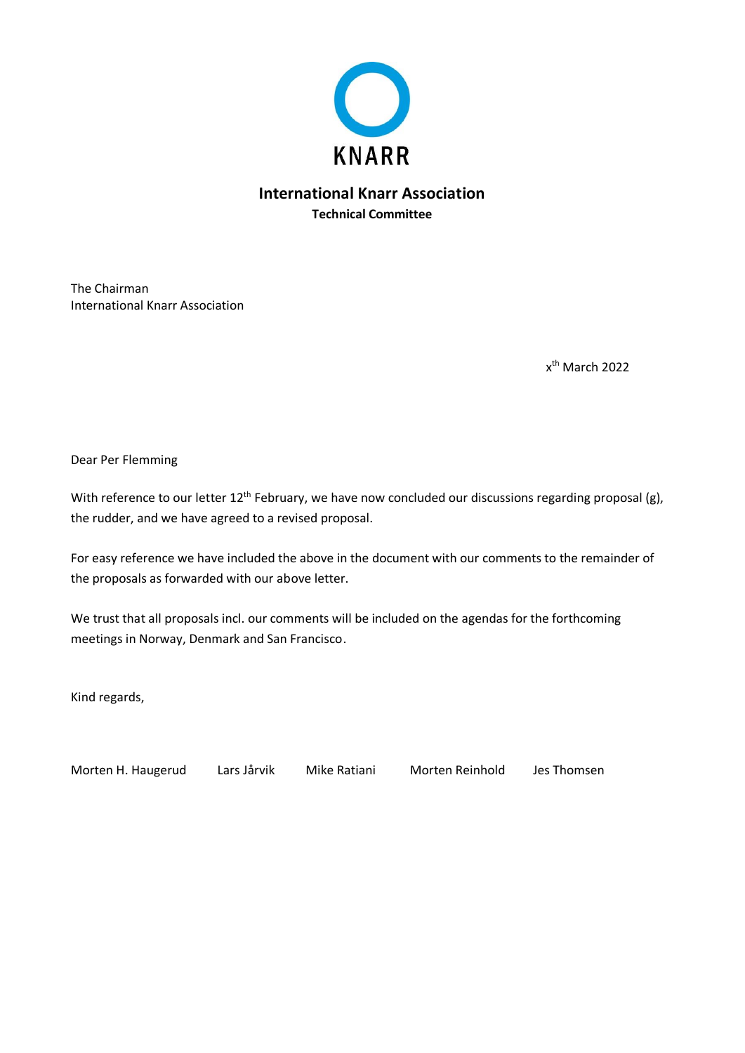KNARR

# International Knarr Association

**Technical Committee**

The Chairman
International Knarr Association

x[th] March 2022

Dear Per Flemming

With reference to our letter 12[th] February, we have now concluded our discussions regarding proposal (g), the rudder, and we have agreed to a revised proposal.

For easy reference we have included the above in the document with our comments to the remainder of the proposals as forwarded with our above letter.

We trust that all proposals incl. our comments will be included on the agendas for the forthcoming meetings in Norway, Denmark and San Francisco.

Kind regards,

Morten H. Haugerud    Lars Jårvik    Mike Ratiani    Morten Reinhold    Jes Thomsen